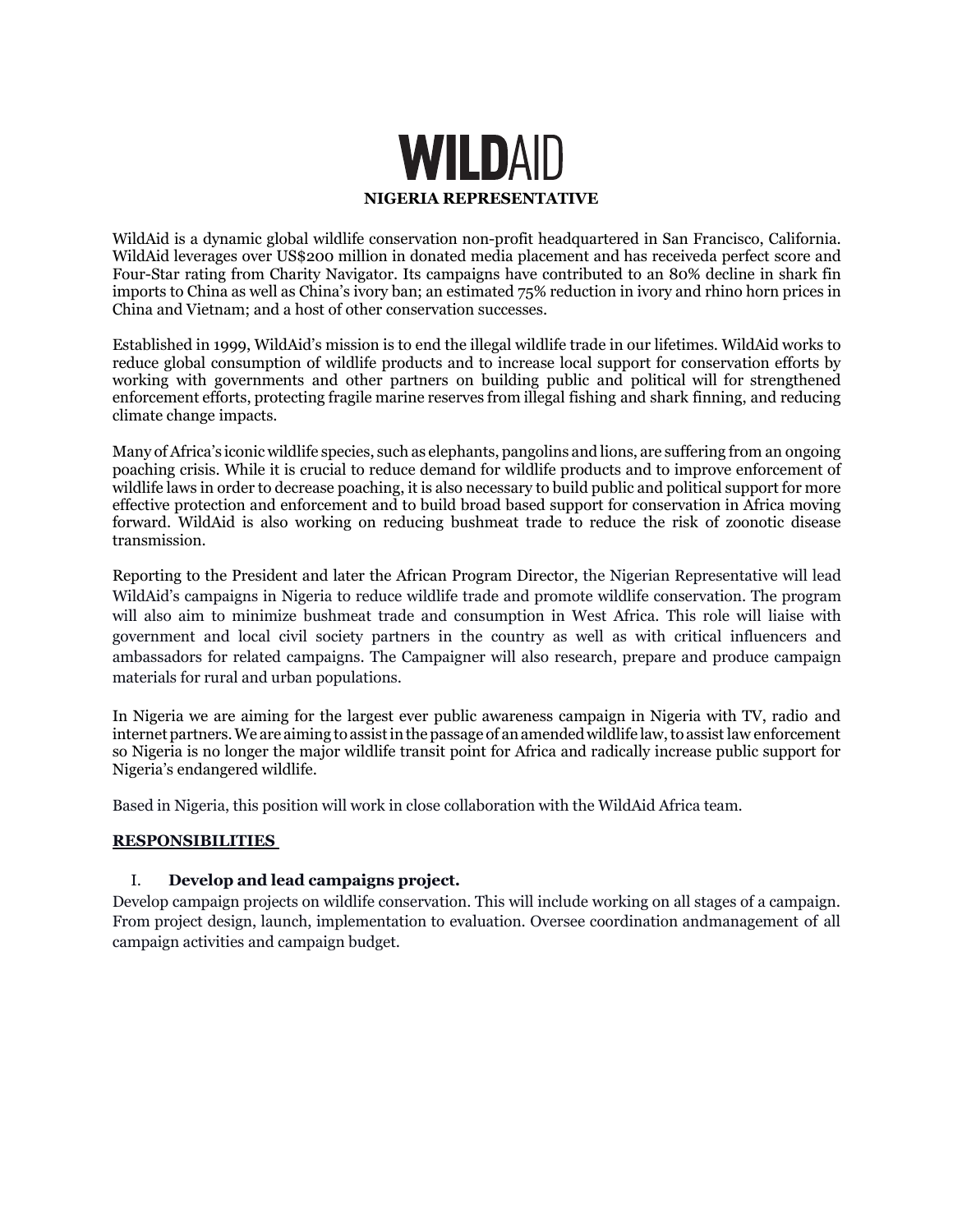# WILDAID

## NIGERIA REPRESENTATIVE

WildAid is a dynamic global wildlife conservation non-profit headquartered in San Francisco, California. WildAid leverages over US$200 million in donated media placement and has receiveda perfect score and Four-Star rating from Charity Navigator. Its campaigns have contributed to an 80% decline in shark fin imports to China as well as China's ivory ban; an estimated 75% reduction in ivory and rhino horn prices in China and Vietnam; and a host of other conservation successes.

Established in 1999, WildAid's mission is to end the illegal wildlife trade in our lifetimes. WildAid works to reduce global consumption of wildlife products and to increase local support for conservation efforts by working with governments and other partners on building public and political will for strengthened enforcement efforts, protecting fragile marine reserves from illegal fishing and shark finning, and reducing climate change impacts.

Many of Africa's iconic wildlife species, such as elephants, pangolins and lions, are suffering from an ongoing poaching crisis. While it is crucial to reduce demand for wildlife products and to improve enforcement of wildlife laws in order to decrease poaching, it is also necessary to build public and political support for more effective protection and enforcement and to build broad based support for conservation in Africa moving forward. WildAid is also working on reducing bushmeat trade to reduce the risk of zoonotic disease transmission.

Reporting to the President and later the African Program Director, the Nigerian Representative will lead WildAid's campaigns in Nigeria to reduce wildlife trade and promote wildlife conservation. The program will also aim to minimize bushmeat trade and consumption in West Africa. This role will liaise with government and local civil society partners in the country as well as with critical influencers and ambassadors for related campaigns. The Campaigner will also research, prepare and produce campaign materials for rural and urban populations.

In Nigeria we are aiming for the largest ever public awareness campaign in Nigeria with TV, radio and internet partners. We are aiming to assist in the passage of an amended wildlife law, to assist law enforcement so Nigeria is no longer the major wildlife transit point for Africa and radically increase public support for Nigeria's endangered wildlife.

Based in Nigeria, this position will work in close collaboration with the WildAid Africa team.

### RESPONSIBILITIES

I. **Develop and lead campaigns project.**

Develop campaign projects on wildlife conservation. This will include working on all stages of a campaign. From project design, launch, implementation to evaluation. Oversee coordination andmanagement of all campaign activities and campaign budget.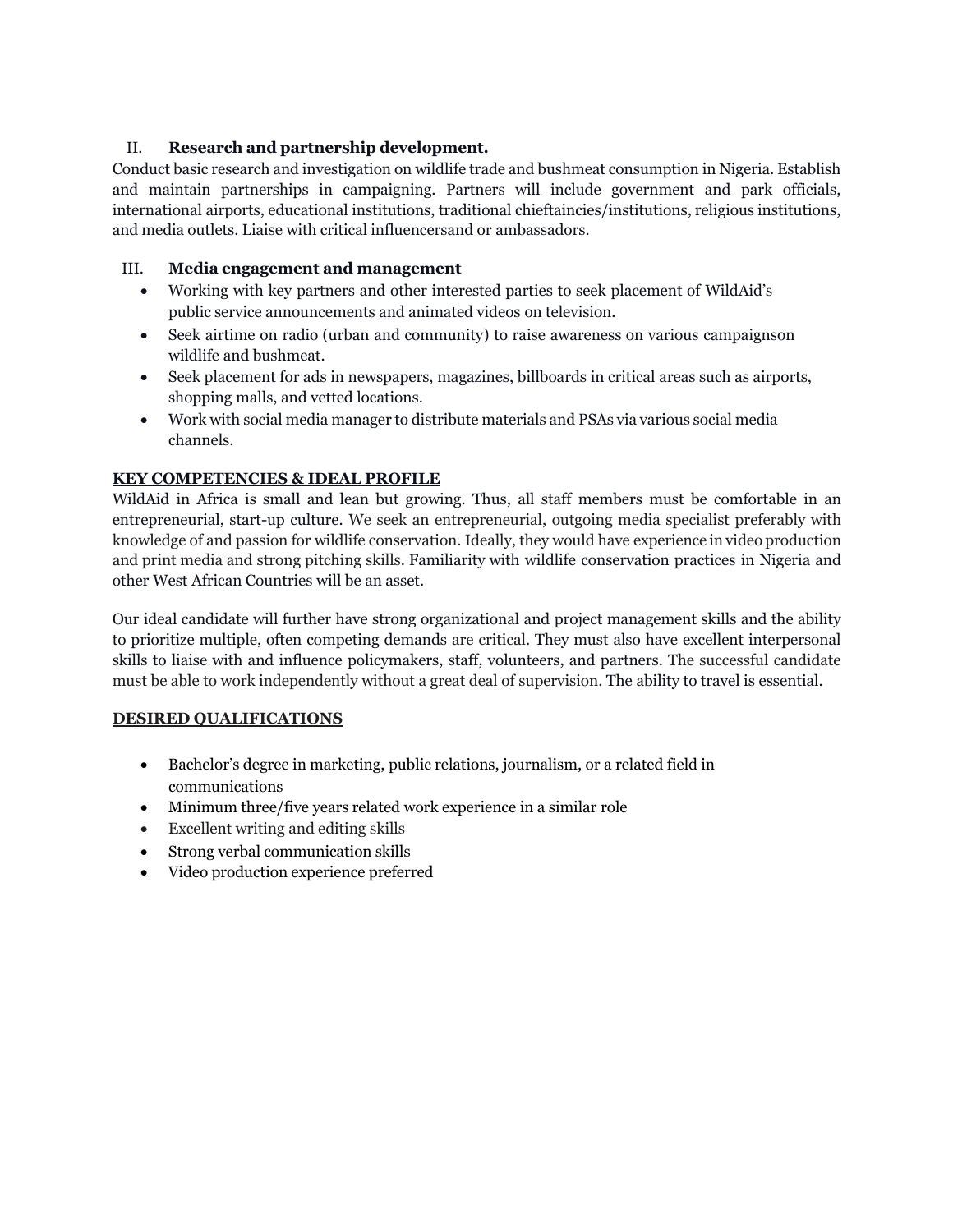II. **Research and partnership development.**

Conduct basic research and investigation on wildlife trade and bushmeat consumption in Nigeria. Establish and maintain partnerships in campaigning. Partners will include government and park officials, international airports, educational institutions, traditional chieftaincies/institutions, religious institutions, and media outlets. Liaise with critical influencersand or ambassadors.

III. **Media engagement and management**

- Working with key partners and other interested parties to seek placement of WildAid's public service announcements and animated videos on television.
- Seek airtime on radio (urban and community) to raise awareness on various campaignson wildlife and bushmeat.
- Seek placement for ads in newspapers, magazines, billboards in critical areas such as airports, shopping malls, and vetted locations.
- Work with social media manager to distribute materials and PSAs via various social media channels.

**KEY COMPETENCIES & IDEAL PROFILE**

WildAid in Africa is small and lean but growing. Thus, all staff members must be comfortable in an entrepreneurial, start-up culture. We seek an entrepreneurial, outgoing media specialist preferably with knowledge of and passion for wildlife conservation. Ideally, they would have experience in video production and print media and strong pitching skills. Familiarity with wildlife conservation practices in Nigeria and other West African Countries will be an asset.

Our ideal candidate will further have strong organizational and project management skills and the ability to prioritize multiple, often competing demands are critical. They must also have excellent interpersonal skills to liaise with and influence policymakers, staff, volunteers, and partners. The successful candidate must be able to work independently without a great deal of supervision. The ability to travel is essential.

**DESIRED QUALIFICATIONS**

- Bachelor's degree in marketing, public relations, journalism, or a related field in communications
- Minimum three/five years related work experience in a similar role
- Excellent writing and editing skills
- Strong verbal communication skills
- Video production experience preferred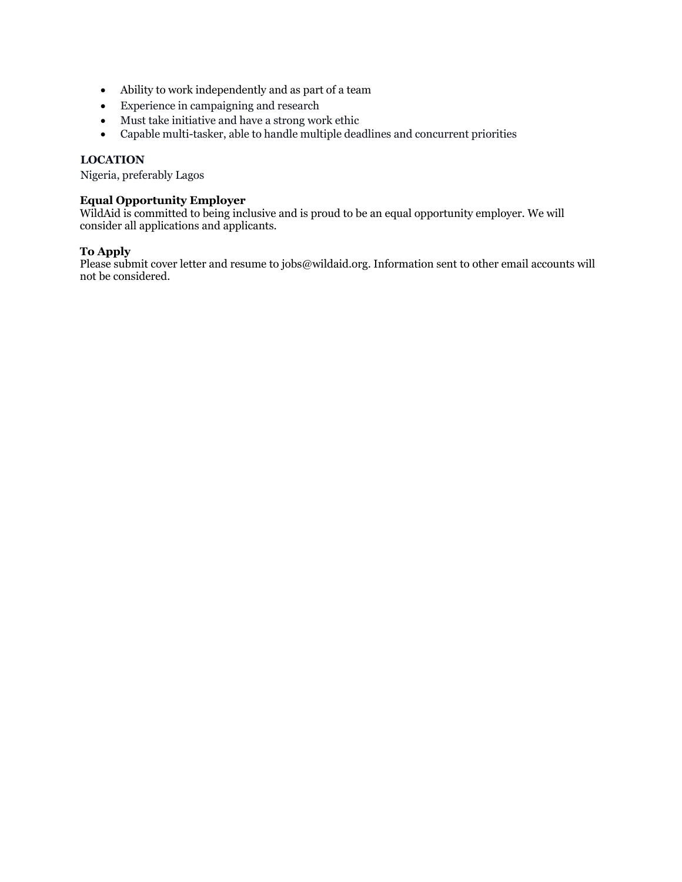- Ability to work independently and as part of a team
- Experience in campaigning and research
- Must take initiative and have a strong work ethic
- Capable multi-tasker, able to handle multiple deadlines and concurrent priorities

**LOCATION**

Nigeria, preferably Lagos

**Equal Opportunity Employer**

WildAid is committed to being inclusive and is proud to be an equal opportunity employer. We will consider all applications and applicants.

**To Apply**

Please submit cover letter and resume to jobs@wildaid.org. Information sent to other email accounts will not be considered.